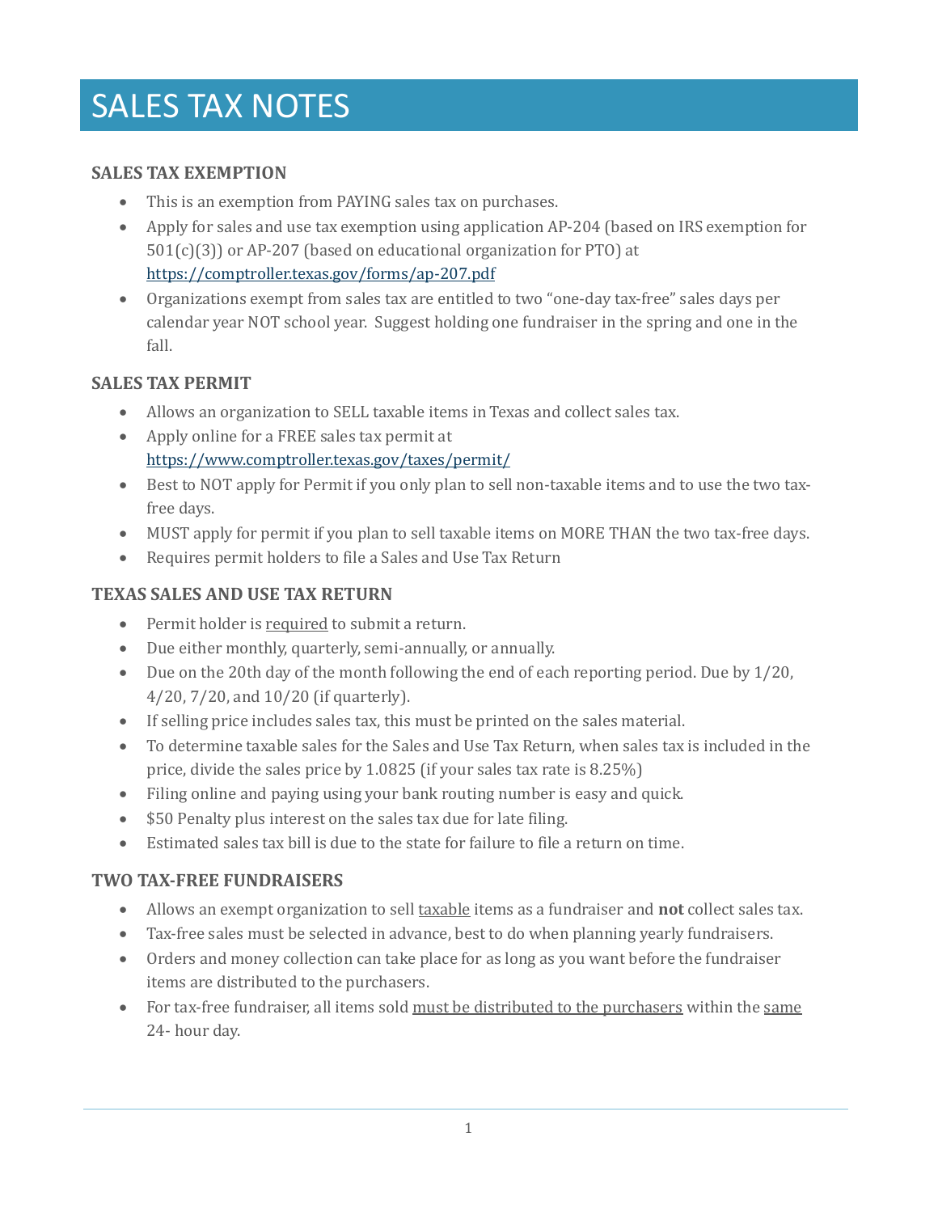# SALES TAX NOTES

### SALES TAX EXEMPTION

- This is an exemption from PAYING sales tax on purchases.
- Apply for sales and use tax exemption using application AP-204 (based on IRS exemption for 501(c)(3)) or AP-207 (based on educational organization for PTO) at https://comptroller.texas.gov/forms/ap-207.pdf
- Organizations exempt from sales tax are entitled to two "one-day tax-free" sales days per calendar year NOT school year. Suggest holding one fundraiser in the spring and one in the fall.

### SALES TAX PERMIT

- Allows an organization to SELL taxable items in Texas and collect sales tax.
- Apply online for a FREE sales tax permit at https://www.comptroller.texas.gov/taxes/permit/
- Best to NOT apply for Permit if you only plan to sell non-taxable items and to use the two tax-free days.
- MUST apply for permit if you plan to sell taxable items on MORE THAN the two tax-free days.
- Requires permit holders to file a Sales and Use Tax Return

### TEXAS SALES AND USE TAX RETURN

- Permit holder is required to submit a return.
- Due either monthly, quarterly, semi-annually, or annually.
- Due on the 20th day of the month following the end of each reporting period. Due by 1/20, 4/20, 7/20, and 10/20 (if quarterly).
- If selling price includes sales tax, this must be printed on the sales material.
- To determine taxable sales for the Sales and Use Tax Return, when sales tax is included in the price, divide the sales price by 1.0825 (if your sales tax rate is 8.25%)
- Filing online and paying using your bank routing number is easy and quick.
- $50 Penalty plus interest on the sales tax due for late filing.
- Estimated sales tax bill is due to the state for failure to file a return on time.

### TWO TAX-FREE FUNDRAISERS

- Allows an exempt organization to sell taxable items as a fundraiser and **not** collect sales tax.
- Tax-free sales must be selected in advance, best to do when planning yearly fundraisers.
- Orders and money collection can take place for as long as you want before the fundraiser items are distributed to the purchasers.
- For tax-free fundraiser, all items sold must be distributed to the purchasers within the same 24- hour day.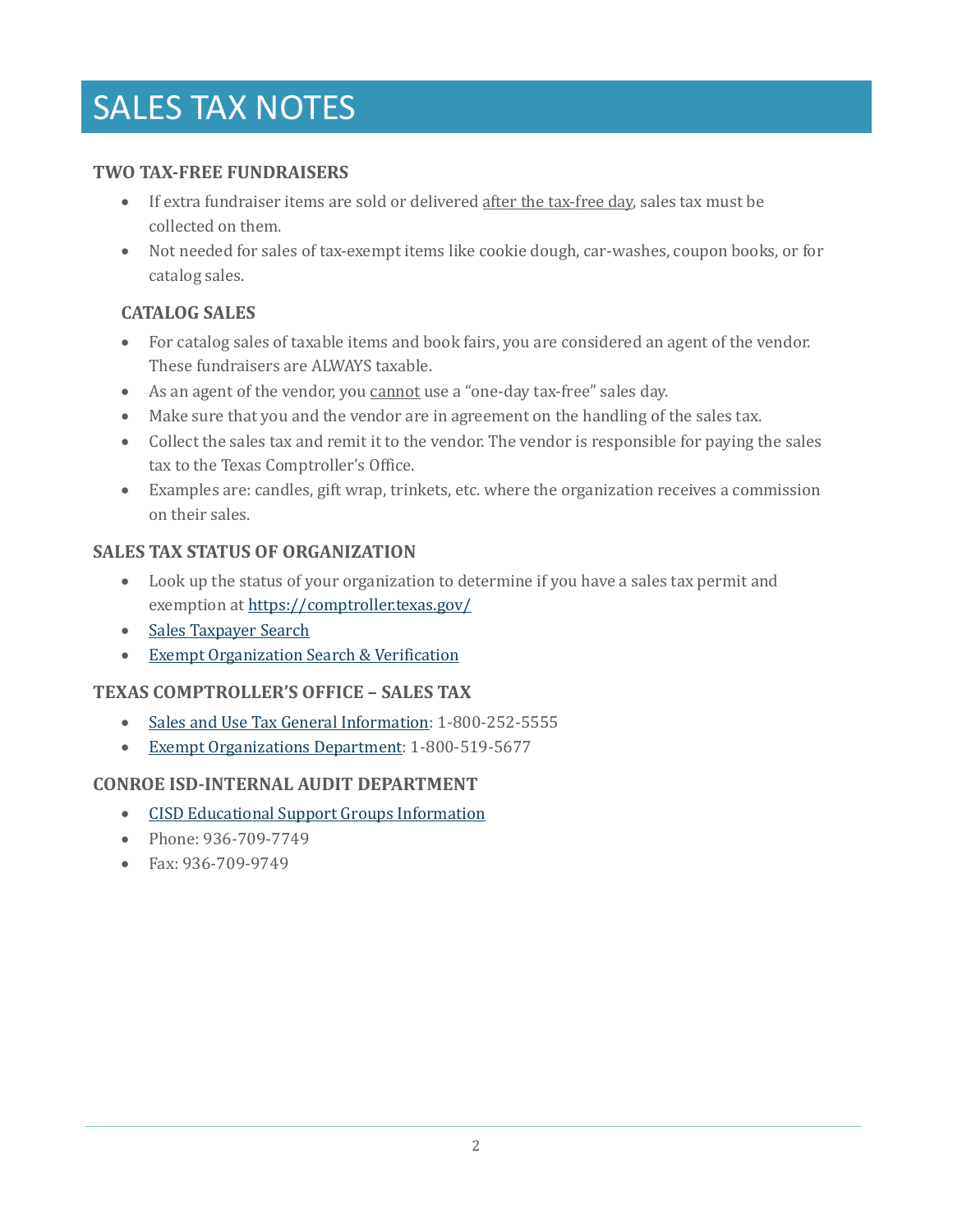# SALES TAX NOTES

## TWO TAX-FREE FUNDRAISERS

- If extra fundraiser items are sold or delivered <u>after the tax-free day</u>, sales tax must be collected on them.
- Not needed for sales of tax-exempt items like cookie dough, car-washes, coupon books, or for catalog sales.

### CATALOG SALES

- For catalog sales of taxable items and book fairs, you are considered an agent of the vendor. These fundraisers are ALWAYS taxable.
- As an agent of the vendor, you <u>cannot</u> use a "one-day tax-free" sales day.
- Make sure that you and the vendor are in agreement on the handling of the sales tax.
- Collect the sales tax and remit it to the vendor. The vendor is responsible for paying the sales tax to the Texas Comptroller's Office.
- Examples are: candles, gift wrap, trinkets, etc. where the organization receives a commission on their sales.

## SALES TAX STATUS OF ORGANIZATION

- Look up the status of your organization to determine if you have a sales tax permit and exemption at https://comptroller.texas.gov/
- Sales Taxpayer Search
- Exempt Organization Search & Verification

## TEXAS COMPTROLLER'S OFFICE – SALES TAX

- Sales and Use Tax General Information: 1-800-252-5555
- Exempt Organizations Department: 1-800-519-5677

## CONROE ISD-INTERNAL AUDIT DEPARTMENT

- CISD Educational Support Groups Information
- Phone: 936-709-7749
- Fax: 936-709-9749